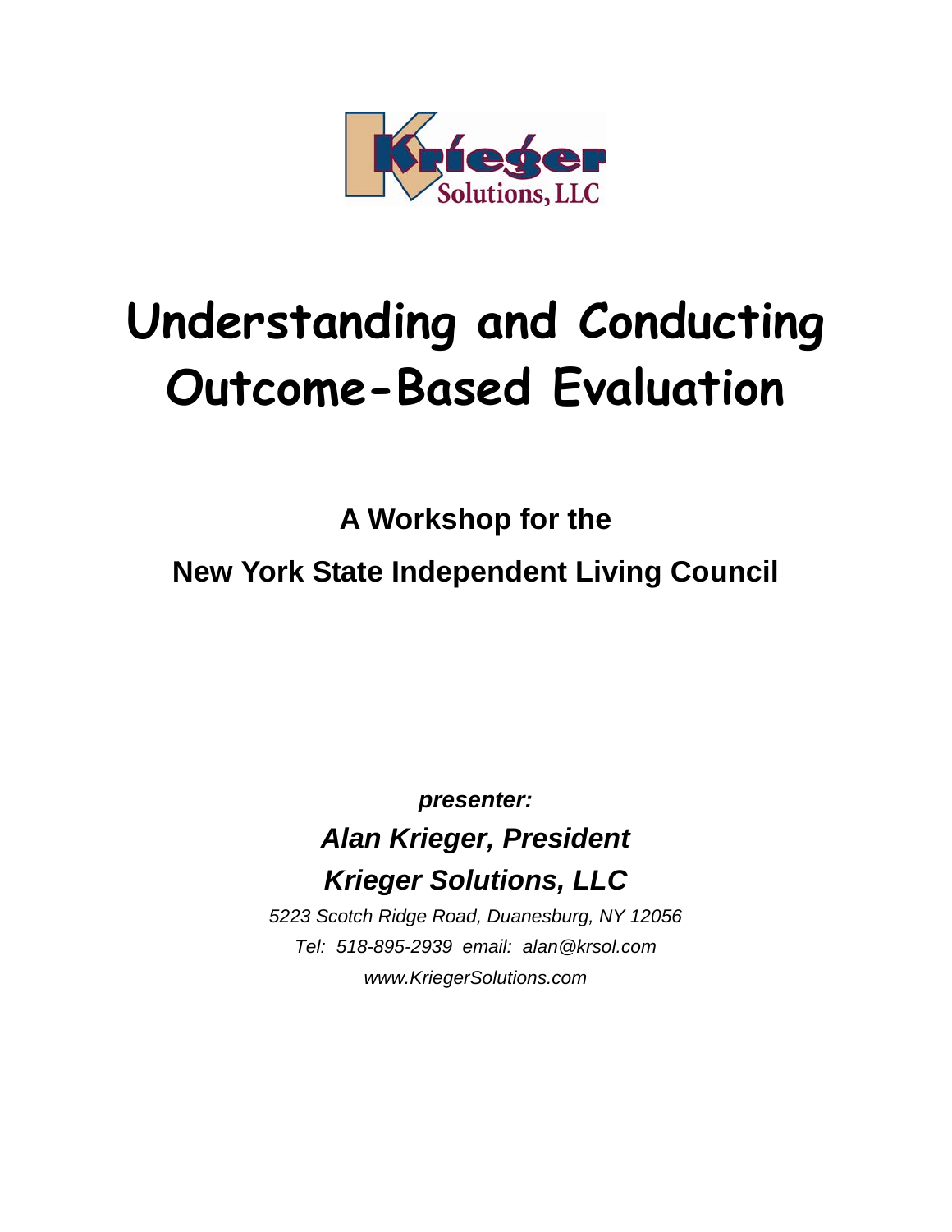# Understanding and Conducting Outcome-Based Evaluation

**A Workshop for the**

**New York State Independent Living Council**

***presenter:***

***Alan Krieger, President***

***Krieger Solutions, LLC***

*5223 Scotch Ridge Road, Duanesburg, NY 12056*

*Tel: 518-895-2939 email: alan@krsol.com*

*www.KriegerSolutions.com*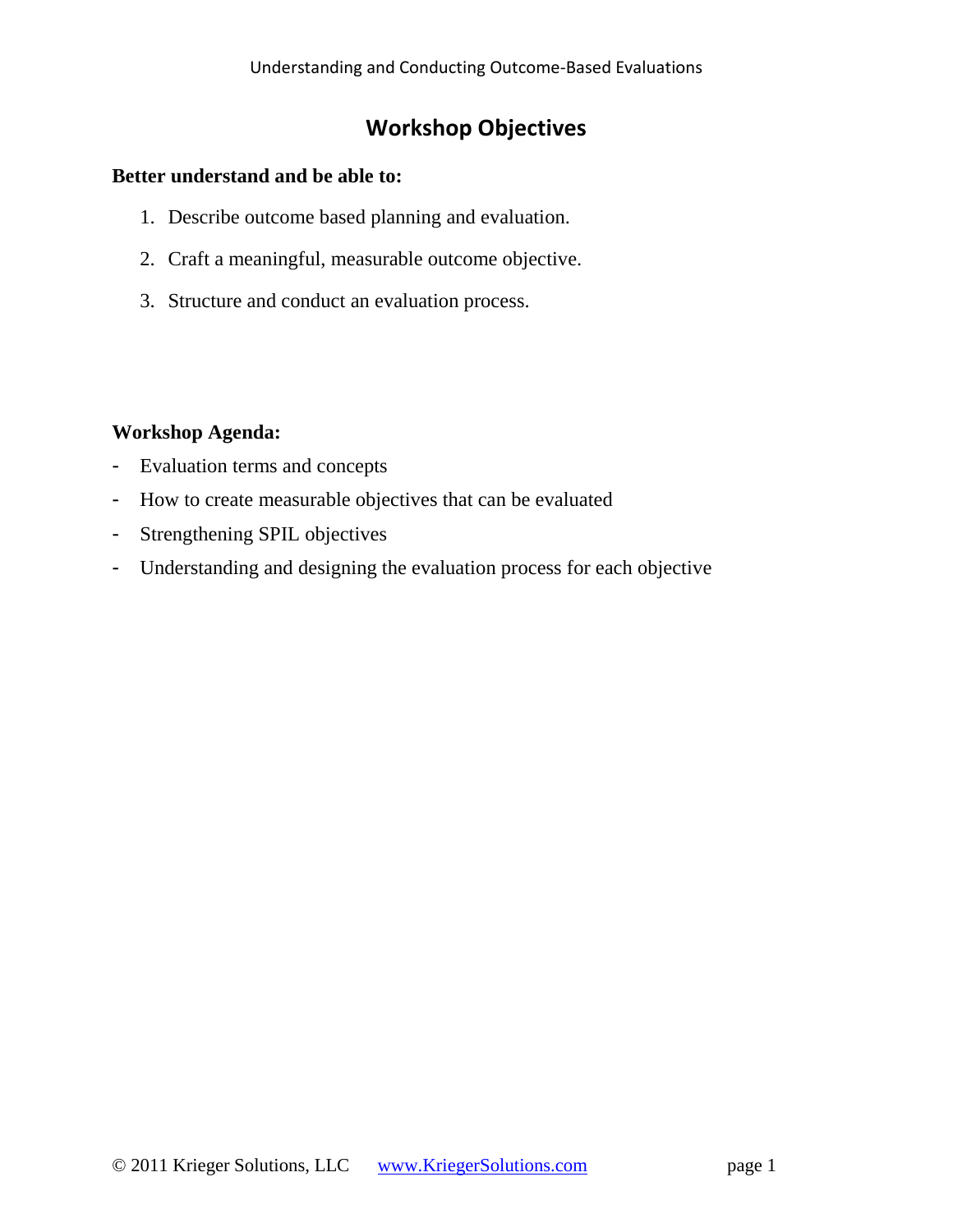# Workshop Objectives

**Better understand and be able to:**

1. Describe outcome based planning and evaluation.
2. Craft a meaningful, measurable outcome objective.
3. Structure and conduct an evaluation process.

**Workshop Agenda:**

- Evaluation terms and concepts
- How to create measurable objectives that can be evaluated
- Strengthening SPIL objectives
- Understanding and designing the evaluation process for each objective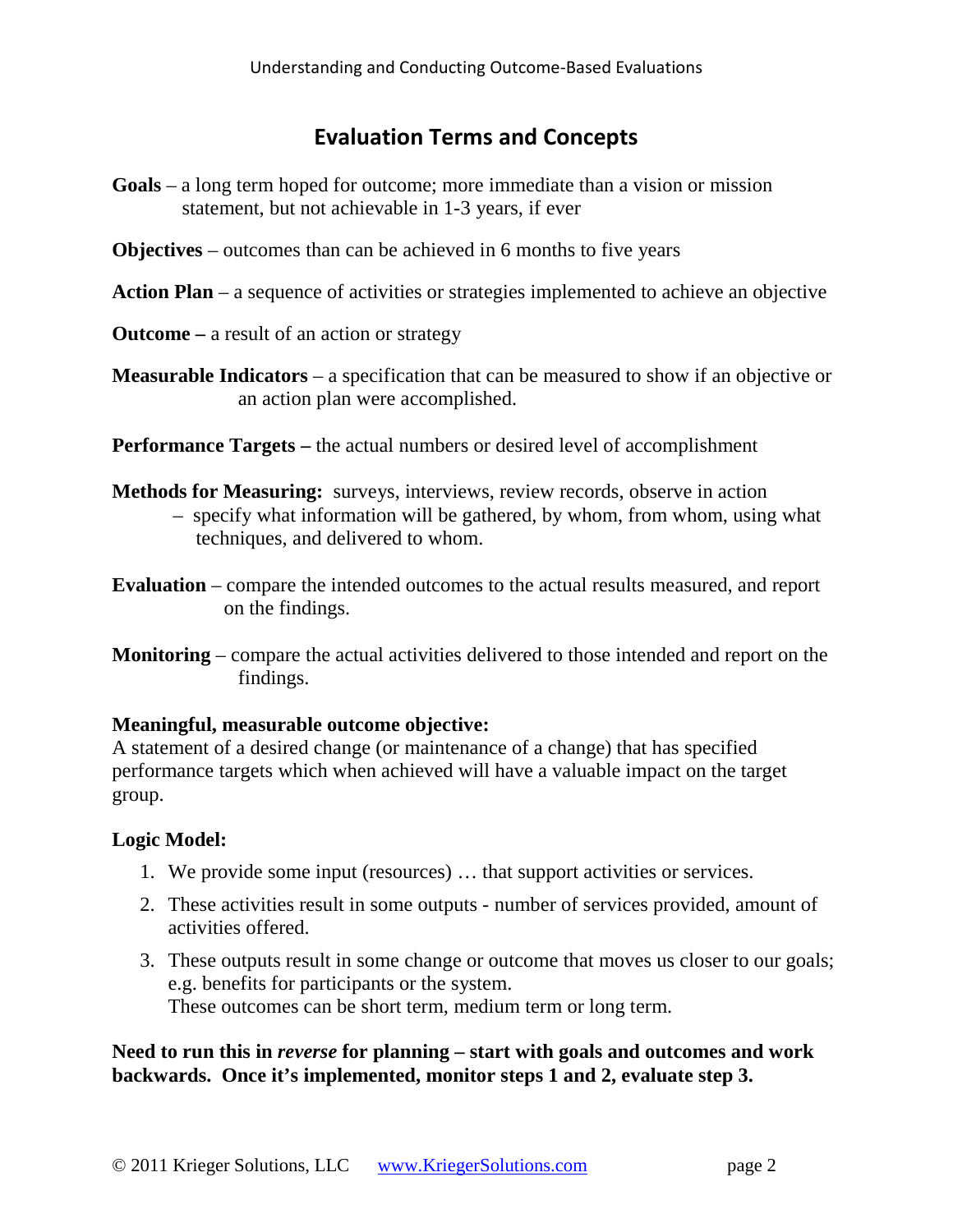## Evaluation Terms and Concepts

**Goals** – a long term hoped for outcome; more immediate than a vision or mission statement, but not achievable in 1-3 years, if ever

**Objectives** – outcomes than can be achieved in 6 months to five years

**Action Plan** – a sequence of activities or strategies implemented to achieve an objective

**Outcome –** a result of an action or strategy

**Measurable Indicators** – a specification that can be measured to show if an objective or an action plan were accomplished.

**Performance Targets –** the actual numbers or desired level of accomplishment

**Methods for Measuring:** surveys, interviews, review records, observe in action
– specify what information will be gathered, by whom, from whom, using what techniques, and delivered to whom.

**Evaluation** – compare the intended outcomes to the actual results measured, and report on the findings.

**Monitoring** – compare the actual activities delivered to those intended and report on the findings.

**Meaningful, measurable outcome objective:**
A statement of a desired change (or maintenance of a change) that has specified performance targets which when achieved will have a valuable impact on the target group.

**Logic Model:**

1. We provide some input (resources) … that support activities or services.
2. These activities result in some outputs - number of services provided, amount of activities offered.
3. These outputs result in some change or outcome that moves us closer to our goals; e.g. benefits for participants or the system.
   These outcomes can be short term, medium term or long term.

**Need to run this in *reverse* for planning – start with goals and outcomes and work backwards. Once it's implemented, monitor steps 1 and 2, evaluate step 3.**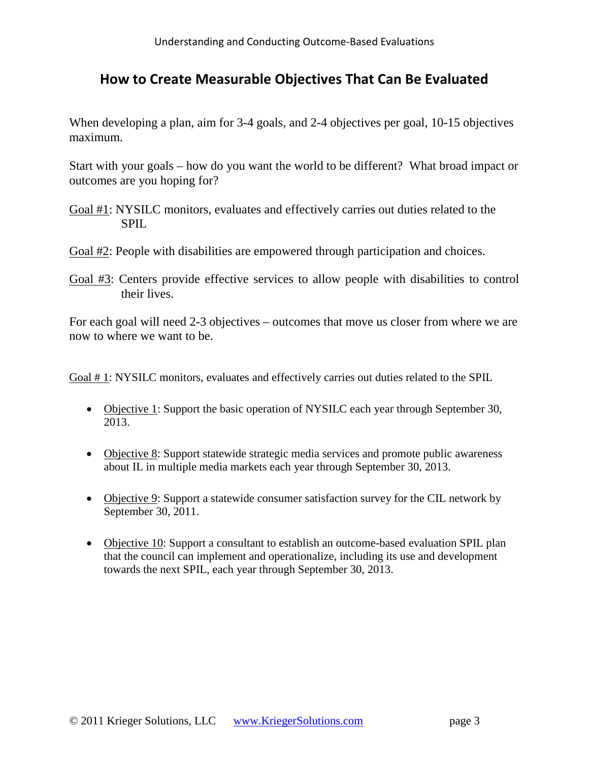## How to Create Measurable Objectives That Can Be Evaluated

When developing a plan, aim for 3-4 goals, and 2-4 objectives per goal, 10-15 objectives maximum.

Start with your goals – how do you want the world to be different? What broad impact or outcomes are you hoping for?

<u>Goal #1</u>: NYSILC monitors, evaluates and effectively carries out duties related to the SPIL

<u>Goal #2</u>: People with disabilities are empowered through participation and choices.

<u>Goal #3</u>: Centers provide effective services to allow people with disabilities to control their lives.

For each goal will need 2-3 objectives – outcomes that move us closer from where we are now to where we want to be.

<u>Goal # 1</u>: NYSILC monitors, evaluates and effectively carries out duties related to the SPIL

- <u>Objective 1</u>: Support the basic operation of NYSILC each year through September 30, 2013.
- <u>Objective 8</u>: Support statewide strategic media services and promote public awareness about IL in multiple media markets each year through September 30, 2013.
- <u>Objective 9</u>: Support a statewide consumer satisfaction survey for the CIL network by September 30, 2011.
- <u>Objective 10</u>: Support a consultant to establish an outcome-based evaluation SPIL plan that the council can implement and operationalize, including its use and development towards the next SPIL, each year through September 30, 2013.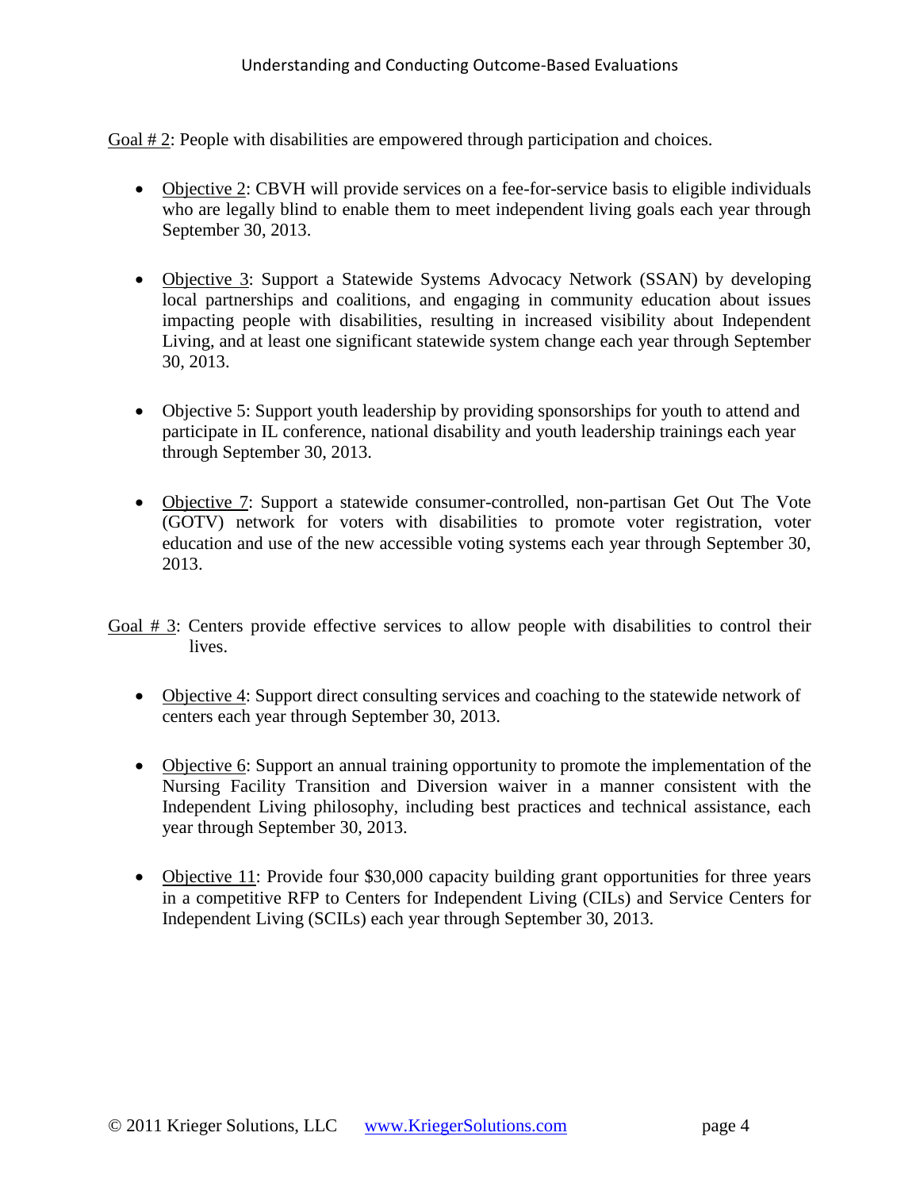Goal # 2: People with disabilities are empowered through participation and choices.

- Objective 2: CBVH will provide services on a fee-for-service basis to eligible individuals who are legally blind to enable them to meet independent living goals each year through September 30, 2013.
- Objective 3: Support a Statewide Systems Advocacy Network (SSAN) by developing local partnerships and coalitions, and engaging in community education about issues impacting people with disabilities, resulting in increased visibility about Independent Living, and at least one significant statewide system change each year through September 30, 2013.
- Objective 5: Support youth leadership by providing sponsorships for youth to attend and participate in IL conference, national disability and youth leadership trainings each year through September 30, 2013.
- Objective 7: Support a statewide consumer-controlled, non-partisan Get Out The Vote (GOTV) network for voters with disabilities to promote voter registration, voter education and use of the new accessible voting systems each year through September 30, 2013.

Goal # 3: Centers provide effective services to allow people with disabilities to control their lives.

- Objective 4: Support direct consulting services and coaching to the statewide network of centers each year through September 30, 2013.
- Objective 6: Support an annual training opportunity to promote the implementation of the Nursing Facility Transition and Diversion waiver in a manner consistent with the Independent Living philosophy, including best practices and technical assistance, each year through September 30, 2013.
- Objective 11: Provide four $30,000 capacity building grant opportunities for three years in a competitive RFP to Centers for Independent Living (CILs) and Service Centers for Independent Living (SCILs) each year through September 30, 2013.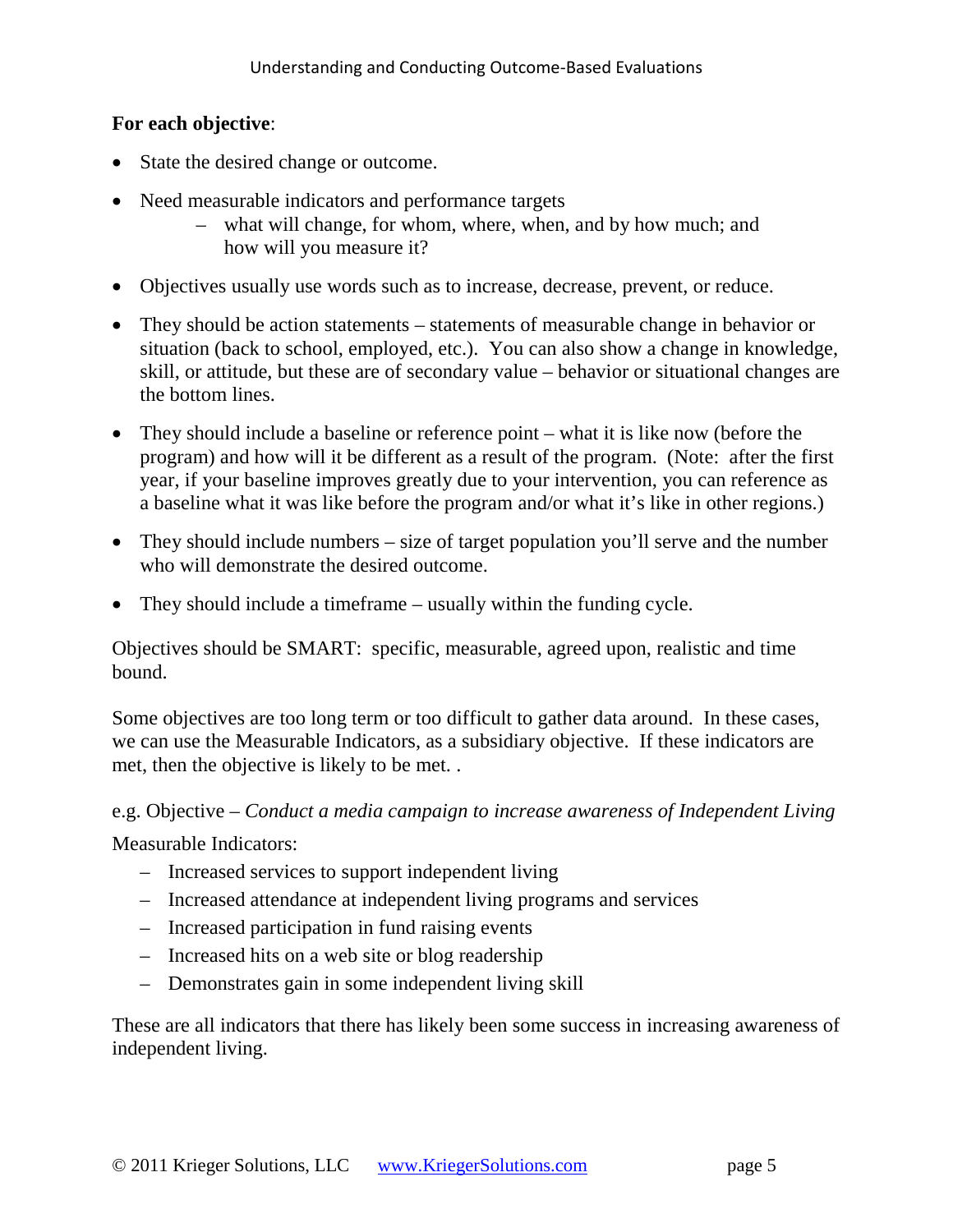**For each objective**:

- State the desired change or outcome.
- Need measurable indicators and performance targets
  - what will change, for whom, where, when, and by how much; and how will you measure it?
- Objectives usually use words such as to increase, decrease, prevent, or reduce.
- They should be action statements – statements of measurable change in behavior or situation (back to school, employed, etc.). You can also show a change in knowledge, skill, or attitude, but these are of secondary value – behavior or situational changes are the bottom lines.
- They should include a baseline or reference point – what it is like now (before the program) and how will it be different as a result of the program. (Note: after the first year, if your baseline improves greatly due to your intervention, you can reference as a baseline what it was like before the program and/or what it's like in other regions.)
- They should include numbers – size of target population you'll serve and the number who will demonstrate the desired outcome.
- They should include a timeframe – usually within the funding cycle.

Objectives should be SMART: specific, measurable, agreed upon, realistic and time bound.

Some objectives are too long term or too difficult to gather data around. In these cases, we can use the Measurable Indicators, as a subsidiary objective. If these indicators are met, then the objective is likely to be met. .

e.g. Objective – *Conduct a media campaign to increase awareness of Independent Living*

Measurable Indicators:

- Increased services to support independent living
- Increased attendance at independent living programs and services
- Increased participation in fund raising events
- Increased hits on a web site or blog readership
- Demonstrates gain in some independent living skill

These are all indicators that there has likely been some success in increasing awareness of independent living.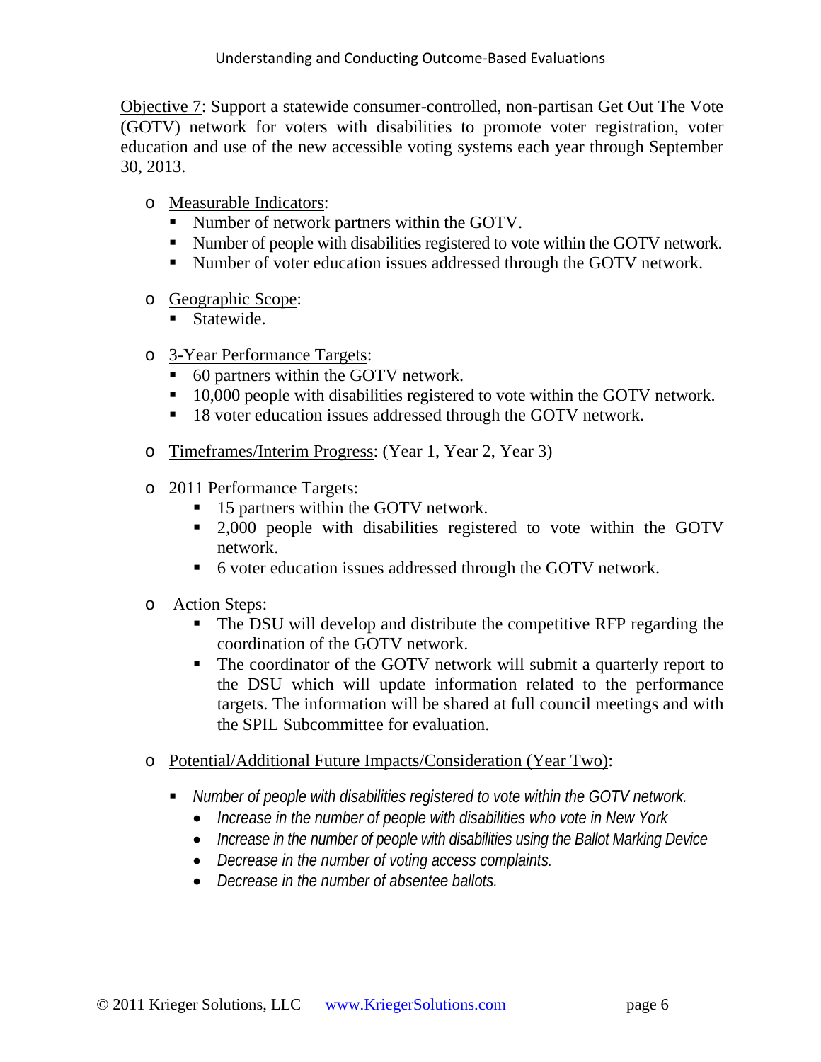Objective 7: Support a statewide consumer-controlled, non-partisan Get Out The Vote (GOTV) network for voters with disabilities to promote voter registration, voter education and use of the new accessible voting systems each year through September 30, 2013.

- Measurable Indicators:
  - Number of network partners within the GOTV.
  - Number of people with disabilities registered to vote within the GOTV network.
  - Number of voter education issues addressed through the GOTV network.
- Geographic Scope:
  - Statewide.
- 3-Year Performance Targets:
  - 60 partners within the GOTV network.
  - 10,000 people with disabilities registered to vote within the GOTV network.
  - 18 voter education issues addressed through the GOTV network.
- Timeframes/Interim Progress: (Year 1, Year 2, Year 3)
- 2011 Performance Targets:
  - 15 partners within the GOTV network.
  - 2,000 people with disabilities registered to vote within the GOTV network.
  - 6 voter education issues addressed through the GOTV network.
- Action Steps:
  - The DSU will develop and distribute the competitive RFP regarding the coordination of the GOTV network.
  - The coordinator of the GOTV network will submit a quarterly report to the DSU which will update information related to the performance targets. The information will be shared at full council meetings and with the SPIL Subcommittee for evaluation.
- Potential/Additional Future Impacts/Consideration (Year Two):
  - *Number of people with disabilities registered to vote within the GOTV network.*
    - *Increase in the number of people with disabilities who vote in New York*
    - *Increase in the number of people with disabilities using the Ballot Marking Device*
    - *Decrease in the number of voting access complaints.*
    - *Decrease in the number of absentee ballots.*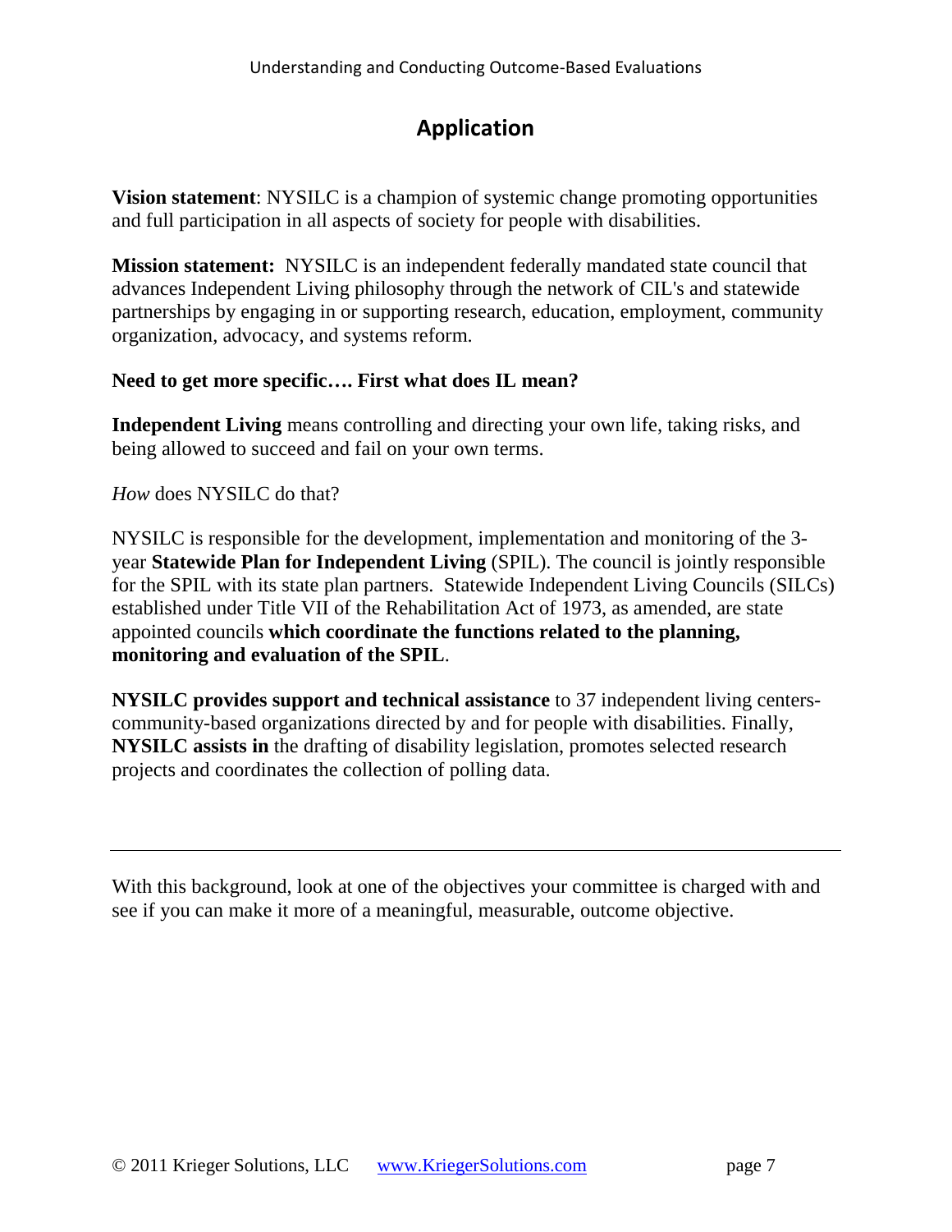# Application

**Vision statement**: NYSILC is a champion of systemic change promoting opportunities and full participation in all aspects of society for people with disabilities.

**Mission statement:** NYSILC is an independent federally mandated state council that advances Independent Living philosophy through the network of CIL's and statewide partnerships by engaging in or supporting research, education, employment, community organization, advocacy, and systems reform.

**Need to get more specific…. First what does IL mean?**

**Independent Living** means controlling and directing your own life, taking risks, and being allowed to succeed and fail on your own terms.

*How* does NYSILC do that?

NYSILC is responsible for the development, implementation and monitoring of the 3-year **Statewide Plan for Independent Living** (SPIL). The council is jointly responsible for the SPIL with its state plan partners. Statewide Independent Living Councils (SILCs) established under Title VII of the Rehabilitation Act of 1973, as amended, are state appointed councils **which coordinate the functions related to the planning, monitoring and evaluation of the SPIL**.

**NYSILC provides support and technical assistance** to 37 independent living centers-community-based organizations directed by and for people with disabilities. Finally, **NYSILC assists in** the drafting of disability legislation, promotes selected research projects and coordinates the collection of polling data.

---

With this background, look at one of the objectives your committee is charged with and see if you can make it more of a meaningful, measurable, outcome objective.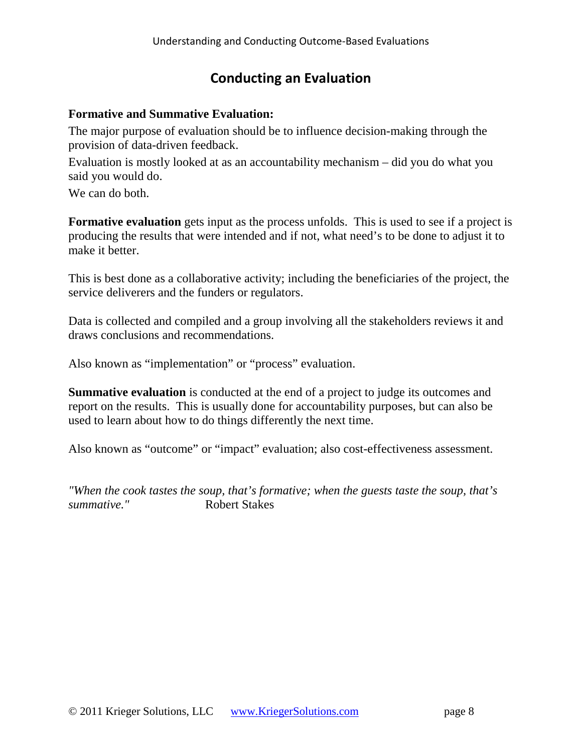## Conducting an Evaluation

**Formative and Summative Evaluation:**

The major purpose of evaluation should be to influence decision-making through the provision of data-driven feedback.

Evaluation is mostly looked at as an accountability mechanism – did you do what you said you would do.

We can do both.

**Formative evaluation** gets input as the process unfolds. This is used to see if a project is producing the results that were intended and if not, what need's to be done to adjust it to make it better.

This is best done as a collaborative activity; including the beneficiaries of the project, the service deliverers and the funders or regulators.

Data is collected and compiled and a group involving all the stakeholders reviews it and draws conclusions and recommendations.

Also known as "implementation" or "process" evaluation.

**Summative evaluation** is conducted at the end of a project to judge its outcomes and report on the results. This is usually done for accountability purposes, but can also be used to learn about how to do things differently the next time.

Also known as "outcome" or "impact" evaluation; also cost-effectiveness assessment.

*"When the cook tastes the soup, that's formative; when the guests taste the soup, that's summative."* Robert Stakes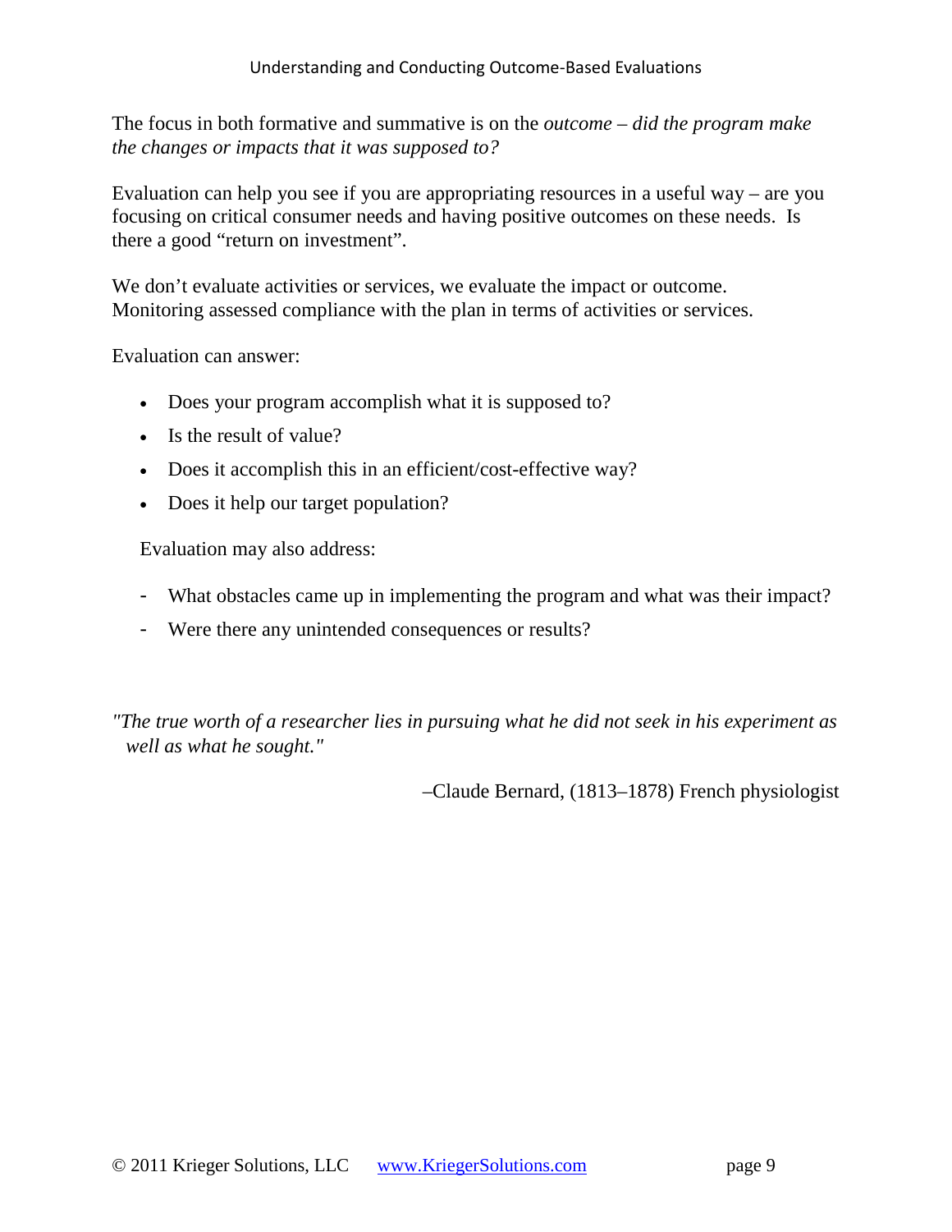The focus in both formative and summative is on the *outcome – did the program make the changes or impacts that it was supposed to?*

Evaluation can help you see if you are appropriating resources in a useful way – are you focusing on critical consumer needs and having positive outcomes on these needs. Is there a good "return on investment".

We don't evaluate activities or services, we evaluate the impact or outcome. Monitoring assessed compliance with the plan in terms of activities or services.

Evaluation can answer:

- Does your program accomplish what it is supposed to?
- Is the result of value?
- Does it accomplish this in an efficient/cost-effective way?
- Does it help our target population?

Evaluation may also address:

- What obstacles came up in implementing the program and what was their impact?
- Were there any unintended consequences or results?

*"The true worth of a researcher lies in pursuing what he did not seek in his experiment as well as what he sought."*

–Claude Bernard, (1813–1878) French physiologist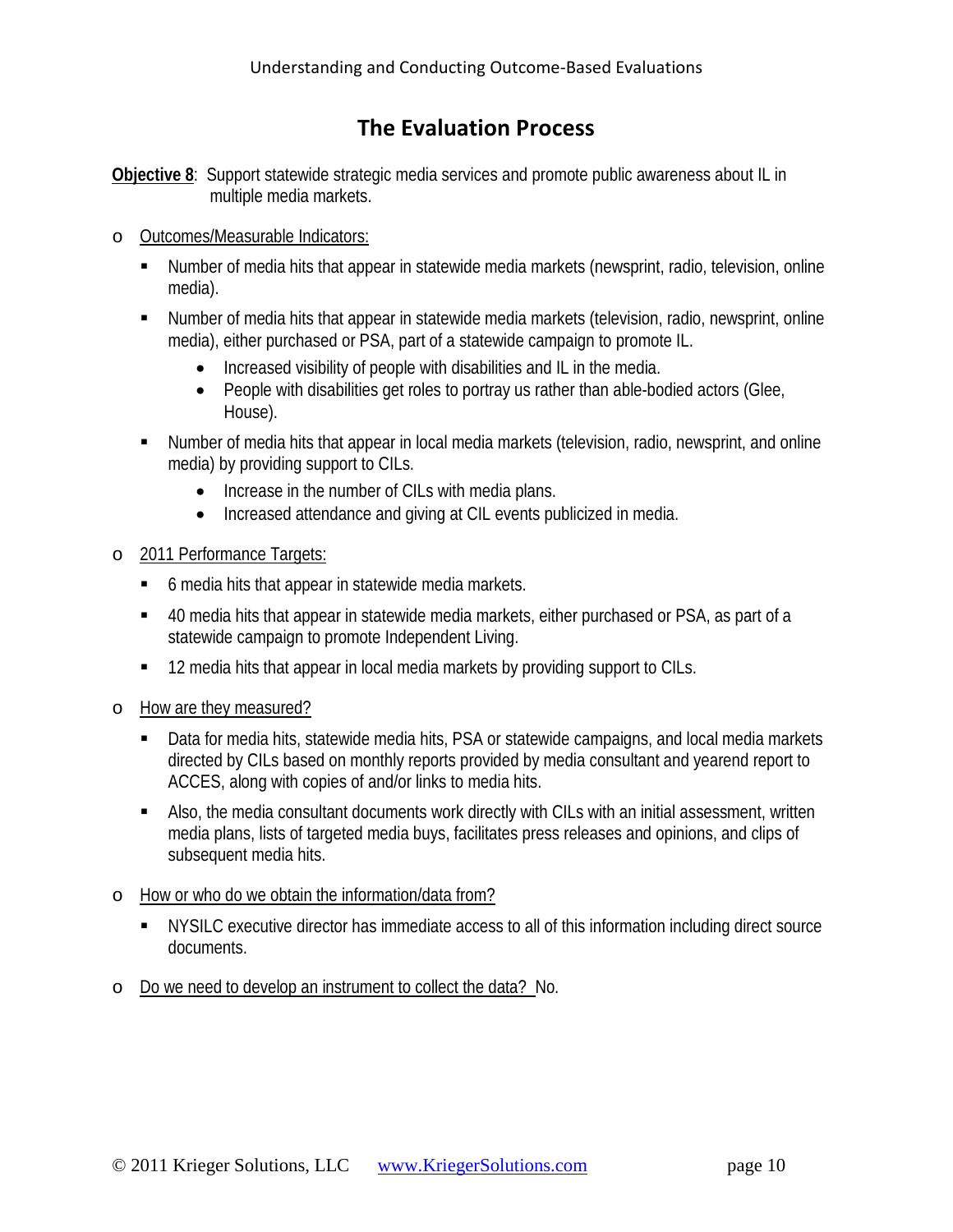## The Evaluation Process

**Objective 8**: Support statewide strategic media services and promote public awareness about IL in multiple media markets.

- Outcomes/Measurable Indicators:
  - Number of media hits that appear in statewide media markets (newsprint, radio, television, online media).
  - Number of media hits that appear in statewide media markets (television, radio, newsprint, online media), either purchased or PSA, part of a statewide campaign to promote IL.
    - Increased visibility of people with disabilities and IL in the media.
    - People with disabilities get roles to portray us rather than able-bodied actors (Glee, House).
  - Number of media hits that appear in local media markets (television, radio, newsprint, and online media) by providing support to CILs.
    - Increase in the number of CILs with media plans.
    - Increased attendance and giving at CIL events publicized in media.
- 2011 Performance Targets:
  - 6 media hits that appear in statewide media markets.
  - 40 media hits that appear in statewide media markets, either purchased or PSA, as part of a statewide campaign to promote Independent Living.
  - 12 media hits that appear in local media markets by providing support to CILs.
- How are they measured?
  - Data for media hits, statewide media hits, PSA or statewide campaigns, and local media markets directed by CILs based on monthly reports provided by media consultant and yearend report to ACCES, along with copies of and/or links to media hits.
  - Also, the media consultant documents work directly with CILs with an initial assessment, written media plans, lists of targeted media buys, facilitates press releases and opinions, and clips of subsequent media hits.
- How or who do we obtain the information/data from?
  - NYSILC executive director has immediate access to all of this information including direct source documents.
- Do we need to develop an instrument to collect the data? No.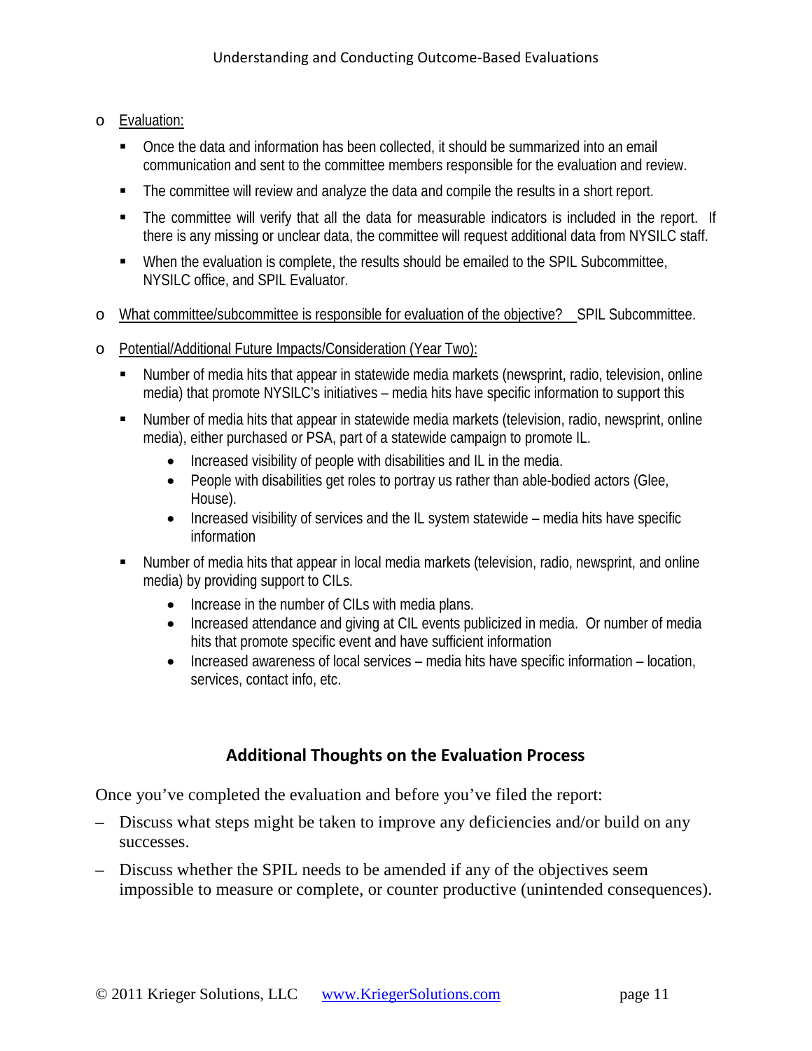- Evaluation:
  - Once the data and information has been collected, it should be summarized into an email communication and sent to the committee members responsible for the evaluation and review.
  - The committee will review and analyze the data and compile the results in a short report.
  - The committee will verify that all the data for measurable indicators is included in the report. If there is any missing or unclear data, the committee will request additional data from NYSILC staff.
  - When the evaluation is complete, the results should be emailed to the SPIL Subcommittee, NYSILC office, and SPIL Evaluator.
- What committee/subcommittee is responsible for evaluation of the objective? SPIL Subcommittee.
- Potential/Additional Future Impacts/Consideration (Year Two):
  - Number of media hits that appear in statewide media markets (newsprint, radio, television, online media) that promote NYSILC's initiatives – media hits have specific information to support this
  - Number of media hits that appear in statewide media markets (television, radio, newsprint, online media), either purchased or PSA, part of a statewide campaign to promote IL.
    - Increased visibility of people with disabilities and IL in the media.
    - People with disabilities get roles to portray us rather than able-bodied actors (Glee, House).
    - Increased visibility of services and the IL system statewide – media hits have specific information
  - Number of media hits that appear in local media markets (television, radio, newsprint, and online media) by providing support to CILs.
    - Increase in the number of CILs with media plans.
    - Increased attendance and giving at CIL events publicized in media. Or number of media hits that promote specific event and have sufficient information
    - Increased awareness of local services – media hits have specific information – location, services, contact info, etc.

## Additional Thoughts on the Evaluation Process

Once you've completed the evaluation and before you've filed the report:

- Discuss what steps might be taken to improve any deficiencies and/or build on any successes.
- Discuss whether the SPIL needs to be amended if any of the objectives seem impossible to measure or complete, or counter productive (unintended consequences).

© 2011 Krieger Solutions, LLC www.KriegerSolutions.com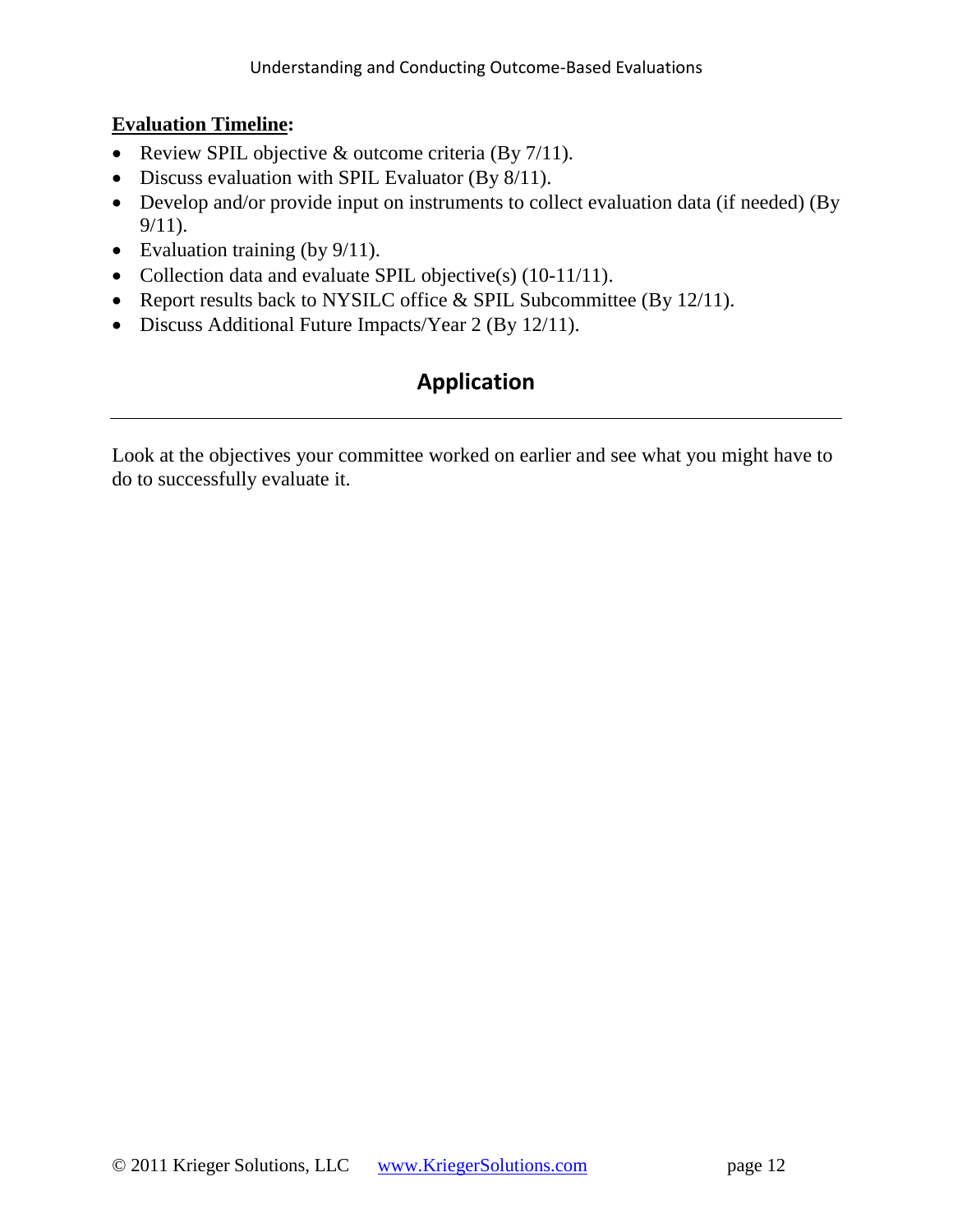**Evaluation Timeline:**

- Review SPIL objective & outcome criteria (By 7/11).
- Discuss evaluation with SPIL Evaluator (By 8/11).
- Develop and/or provide input on instruments to collect evaluation data (if needed) (By 9/11).
- Evaluation training (by 9/11).
- Collection data and evaluate SPIL objective(s) (10-11/11).
- Report results back to NYSILC office & SPIL Subcommittee (By 12/11).
- Discuss Additional Future Impacts/Year 2 (By 12/11).

## Application

---

Look at the objectives your committee worked on earlier and see what you might have to do to successfully evaluate it.